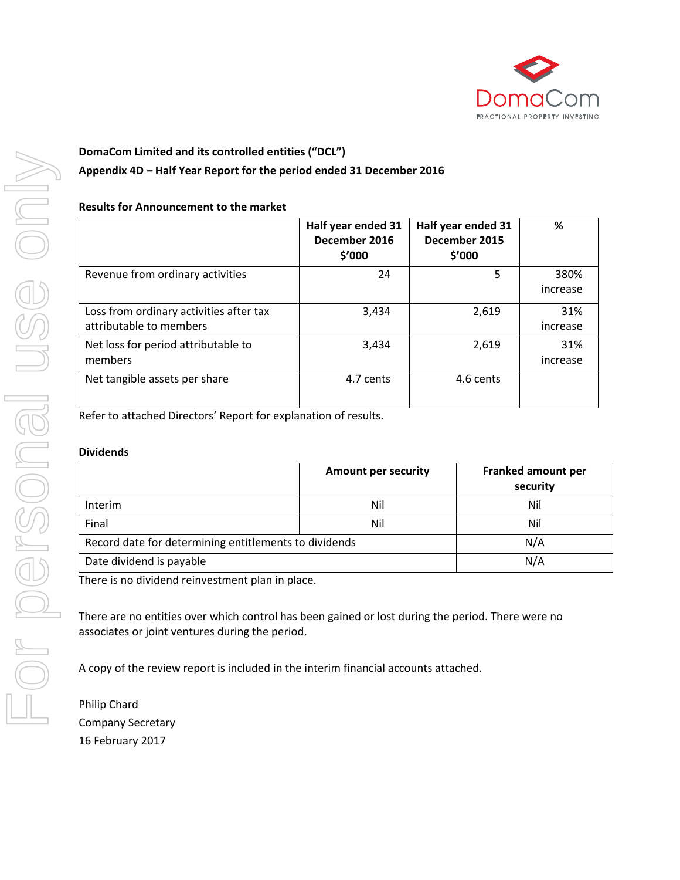**DomaCom Limited and its controlled entities (“DCL”)**

**Appendix 4D – Half Year Report for the period ended 31 December 2016**

**Results for Announcement to the market**

| | Half year ended 31 December 2016 $’000 | Half year ended 31 December 2015 $’000 | % |
|---|---|---|---|
| Revenue from ordinary activities | 24 | 5 | 380% increase |
| Loss from ordinary activities after tax attributable to members | 3,434 | 2,619 | 31% increase |
| Net loss for period attributable to members | 3,434 | 2,619 | 31% increase |
| Net tangible assets per share | 4.7 cents | 4.6 cents | |

Refer to attached Directors’ Report for explanation of results.

**Dividends**

| | Amount per security | Franked amount per security |
|---|---|---|
| Interim | Nil | Nil |
| Final | Nil | Nil |
| Record date for determining entitlements to dividends | | N/A |
| Date dividend is payable | | N/A |

There is no dividend reinvestment plan in place.

There are no entities over which control has been gained or lost during the period. There were no associates or joint ventures during the period.

A copy of the review report is included in the interim financial accounts attached.

Philip Chard
Company Secretary
16 February 2017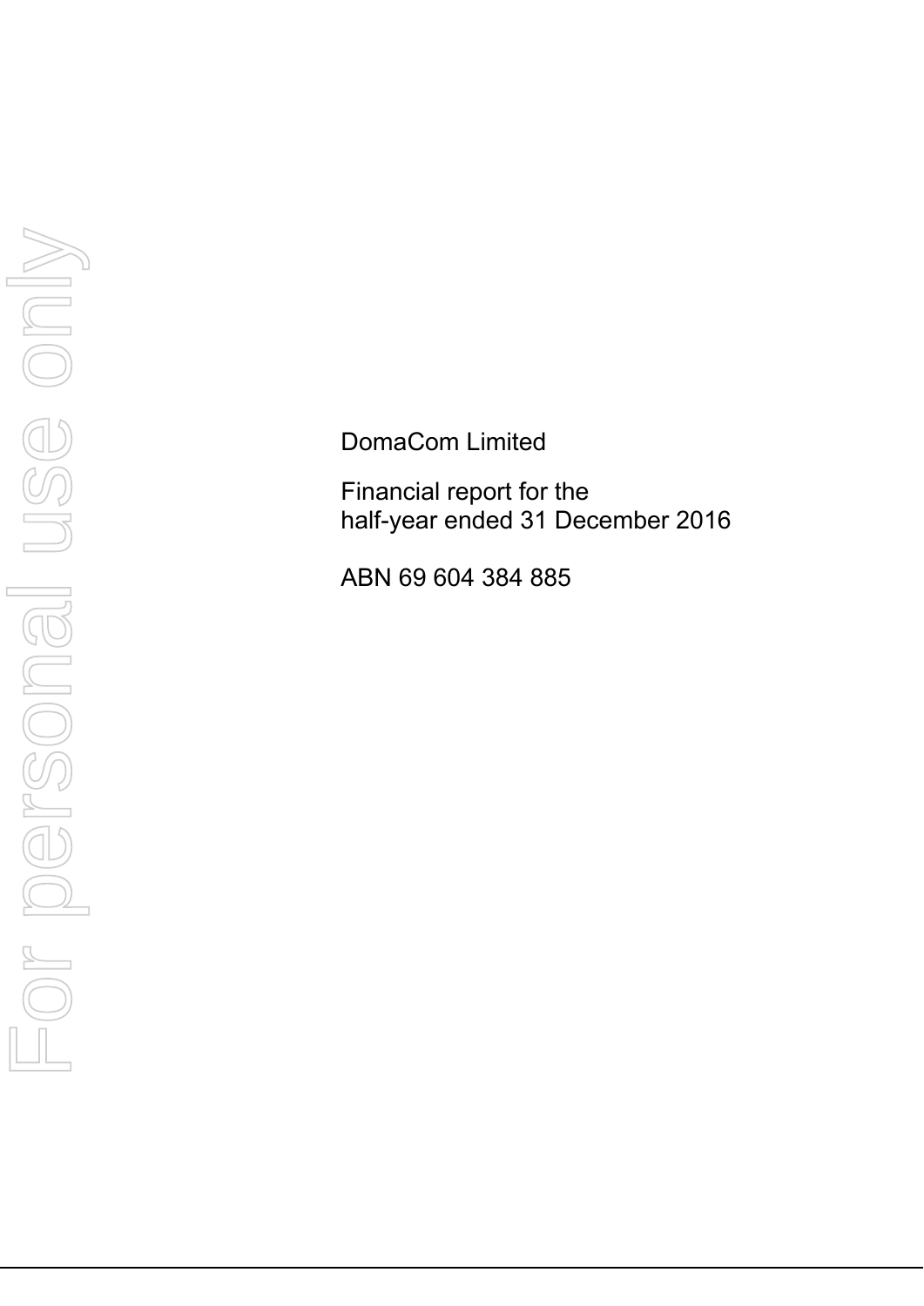DomaCom Limited

Financial report for the half-year ended 31 December 2016

ABN 69 604 384 885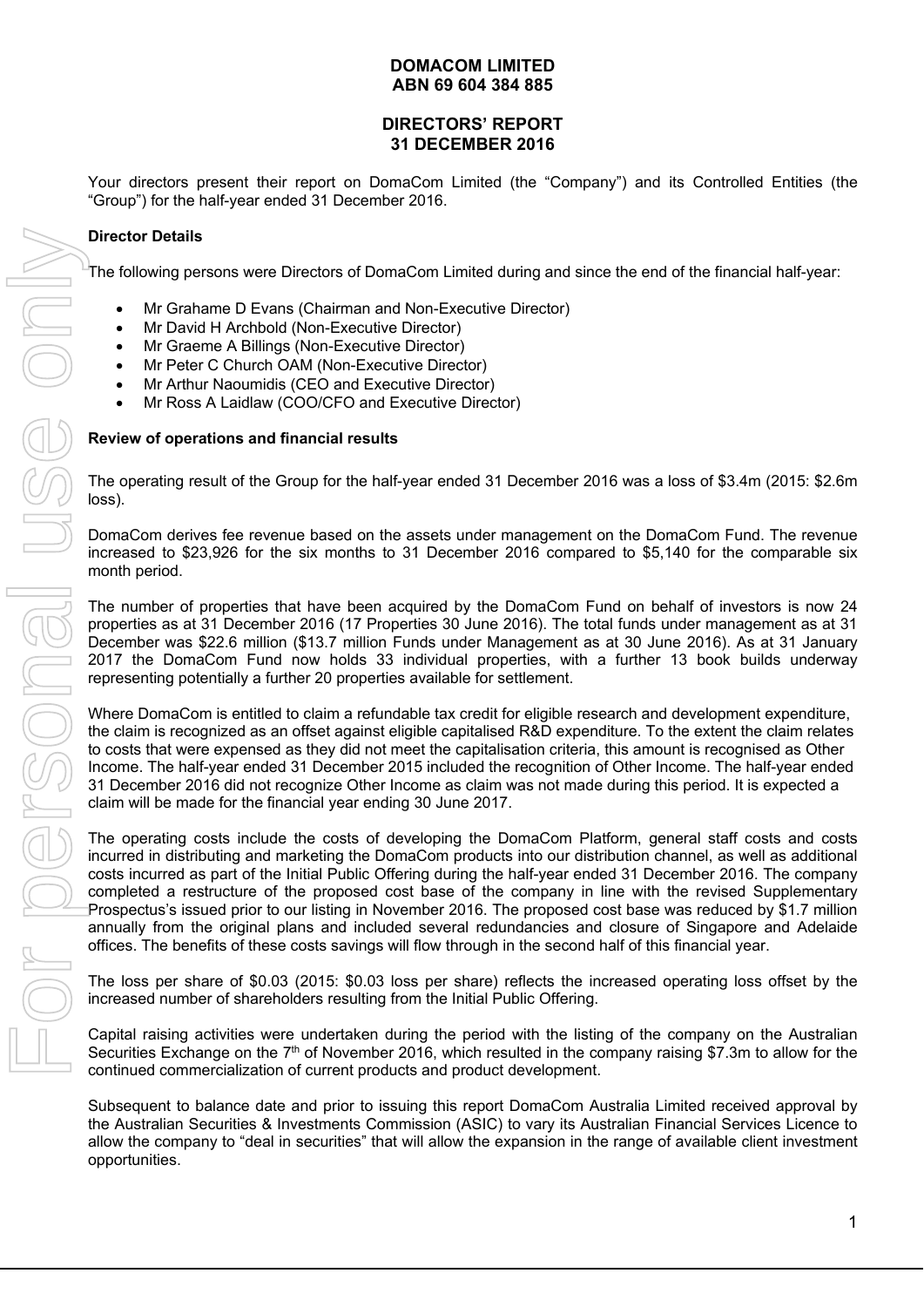**DOMACOM LIMITED**
**ABN 69 604 384 885**

**DIRECTORS' REPORT**
**31 DECEMBER 2016**

Your directors present their report on DomaCom Limited (the "Company") and its Controlled Entities (the "Group") for the half-year ended 31 December 2016.

**Director Details**

The following persons were Directors of DomaCom Limited during and since the end of the financial half-year:

- Mr Grahame D Evans (Chairman and Non-Executive Director)
- Mr David H Archbold (Non-Executive Director)
- Mr Graeme A Billings (Non-Executive Director)
- Mr Peter C Church OAM (Non-Executive Director)
- Mr Arthur Naoumidis (CEO and Executive Director)
- Mr Ross A Laidlaw (COO/CFO and Executive Director)

**Review of operations and financial results**

The operating result of the Group for the half-year ended 31 December 2016 was a loss of $3.4m (2015: $2.6m loss).

DomaCom derives fee revenue based on the assets under management on the DomaCom Fund. The revenue increased to $23,926 for the six months to 31 December 2016 compared to $5,140 for the comparable six month period.

The number of properties that have been acquired by the DomaCom Fund on behalf of investors is now 24 properties as at 31 December 2016 (17 Properties 30 June 2016). The total funds under management as at 31 December was $22.6 million ($13.7 million Funds under Management as at 30 June 2016). As at 31 January 2017 the DomaCom Fund now holds 33 individual properties, with a further 13 book builds underway representing potentially a further 20 properties available for settlement.

Where DomaCom is entitled to claim a refundable tax credit for eligible research and development expenditure, the claim is recognized as an offset against eligible capitalised R&D expenditure. To the extent the claim relates to costs that were expensed as they did not meet the capitalisation criteria, this amount is recognised as Other Income. The half-year ended 31 December 2015 included the recognition of Other Income. The half-year ended 31 December 2016 did not recognize Other Income as claim was not made during this period. It is expected a claim will be made for the financial year ending 30 June 2017.

The operating costs include the costs of developing the DomaCom Platform, general staff costs and costs incurred in distributing and marketing the DomaCom products into our distribution channel, as well as additional costs incurred as part of the Initial Public Offering during the half-year ended 31 December 2016. The company completed a restructure of the proposed cost base of the company in line with the revised Supplementary Prospectus's issued prior to our listing in November 2016. The proposed cost base was reduced by $1.7 million annually from the original plans and included several redundancies and closure of Singapore and Adelaide offices. The benefits of these costs savings will flow through in the second half of this financial year.

The loss per share of $0.03 (2015: $0.03 loss per share) reflects the increased operating loss offset by the increased number of shareholders resulting from the Initial Public Offering.

Capital raising activities were undertaken during the period with the listing of the company on the Australian Securities Exchange on the 7th of November 2016, which resulted in the company raising $7.3m to allow for the continued commercialization of current products and product development.

Subsequent to balance date and prior to issuing this report DomaCom Australia Limited received approval by the Australian Securities & Investments Commission (ASIC) to vary its Australian Financial Services Licence to allow the company to "deal in securities" that will allow the expansion in the range of available client investment opportunities.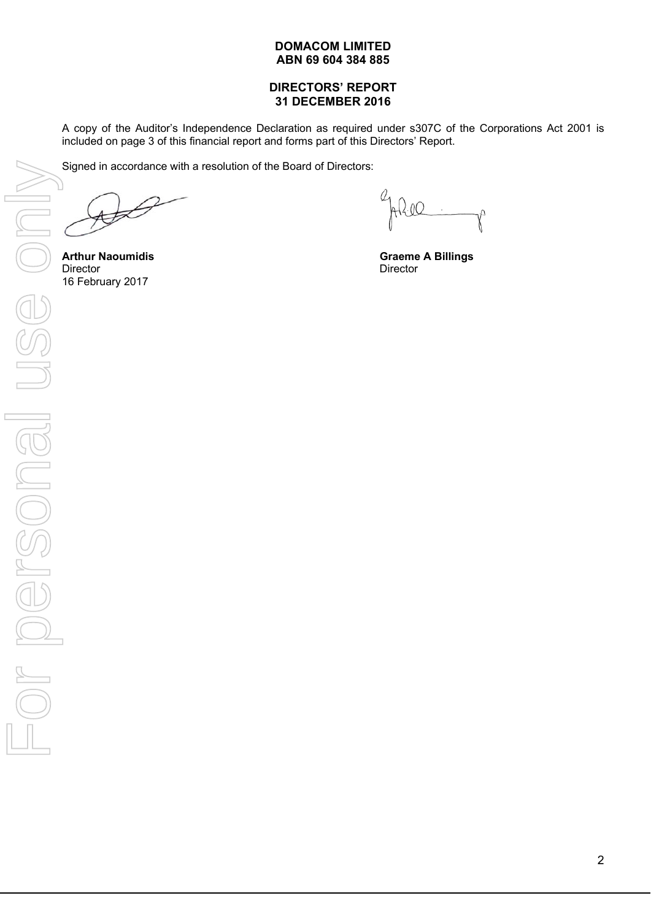**DOMACOM LIMITED**
**ABN 69 604 384 885**

**DIRECTORS' REPORT**
**31 DECEMBER 2016**

A copy of the Auditor's Independence Declaration as required under s307C of the Corporations Act 2001 is included on page 3 of this financial report and forms part of this Directors' Report.

Signed in accordance with a resolution of the Board of Directors:

**Arthur Naoumidis**
Director
16 February 2017

**Graeme A Billings**
Director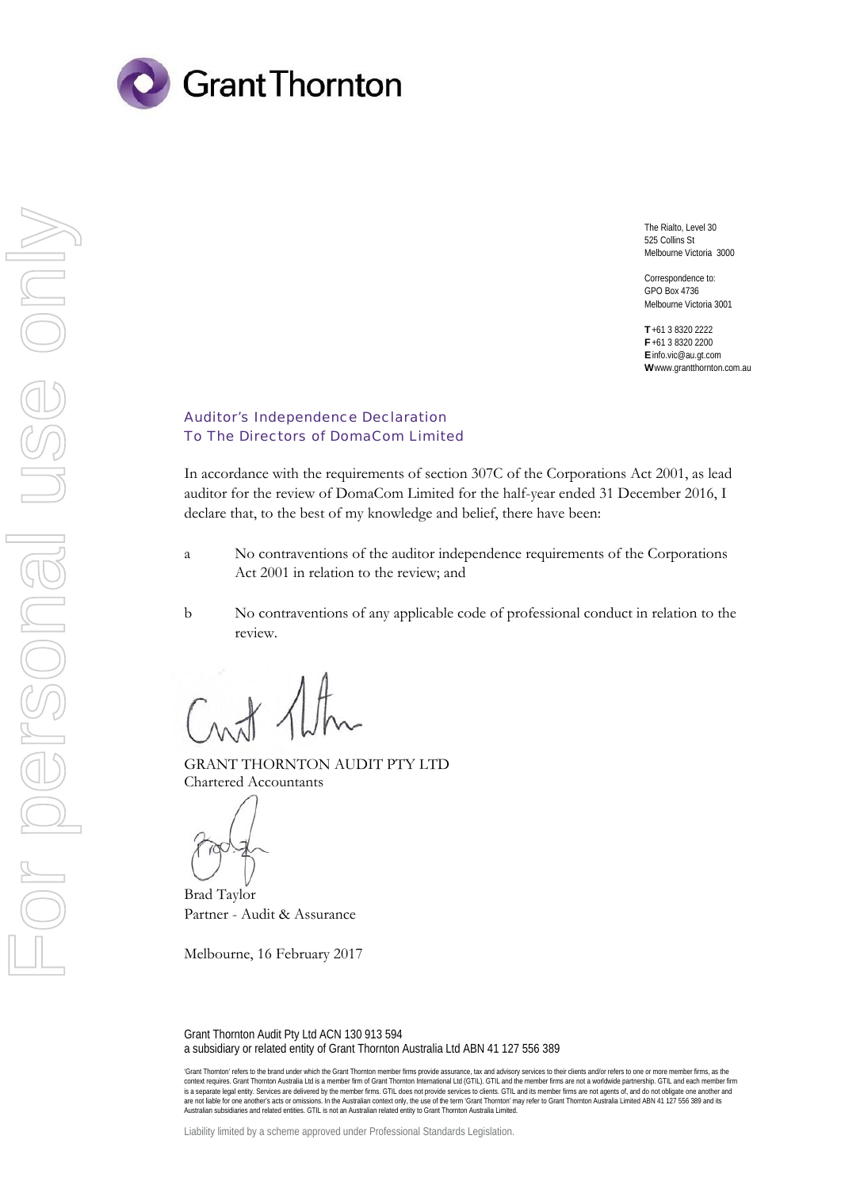Grant Thornton

The Rialto, Level 30
525 Collins St
Melbourne Victoria 3000

Correspondence to:
GPO Box 4736
Melbourne Victoria 3001

**T** +61 3 8320 2222
**F** +61 3 8320 2200
**E** info.vic@au.gt.com
**W** www.grantthornton.com.au

## Auditor's Independence Declaration
## To The Directors of DomaCom Limited

In accordance with the requirements of section 307C of the Corporations Act 2001, as lead auditor for the review of DomaCom Limited for the half-year ended 31 December 2016, I declare that, to the best of my knowledge and belief, there have been:

a No contraventions of the auditor independence requirements of the Corporations Act 2001 in relation to the review; and

b No contraventions of any applicable code of professional conduct in relation to the review.

GRANT THORNTON AUDIT PTY LTD
Chartered Accountants

Brad Taylor
Partner - Audit & Assurance

Melbourne, 16 February 2017

Grant Thornton Audit Pty Ltd ACN 130 913 594
a subsidiary or related entity of Grant Thornton Australia Ltd ABN 41 127 556 389

'Grant Thornton' refers to the brand under which the Grant Thornton member firms provide assurance, tax and advisory services to their clients and/or refers to one or more member firms, as the context requires. Grant Thornton Australia Ltd is a member firm of Grant Thornton International Ltd (GTIL). GTIL and the member firms are not a worldwide partnership. GTIL and each member firm is a separate legal entity. Services are delivered by the member firms. GTIL does not provide services to clients. GTIL and its member firms are not agents of, and do not obligate one another and are not liable for one another's acts or omissions. In the Australian context only, the use of the term 'Grant Thornton' may refer to Grant Thornton Australia Limited ABN 41 127 556 389 and its Australian subsidiaries and related entities. GTIL is not an Australian related entity to Grant Thornton Australia Limited.

Liability limited by a scheme approved under Professional Standards Legislation.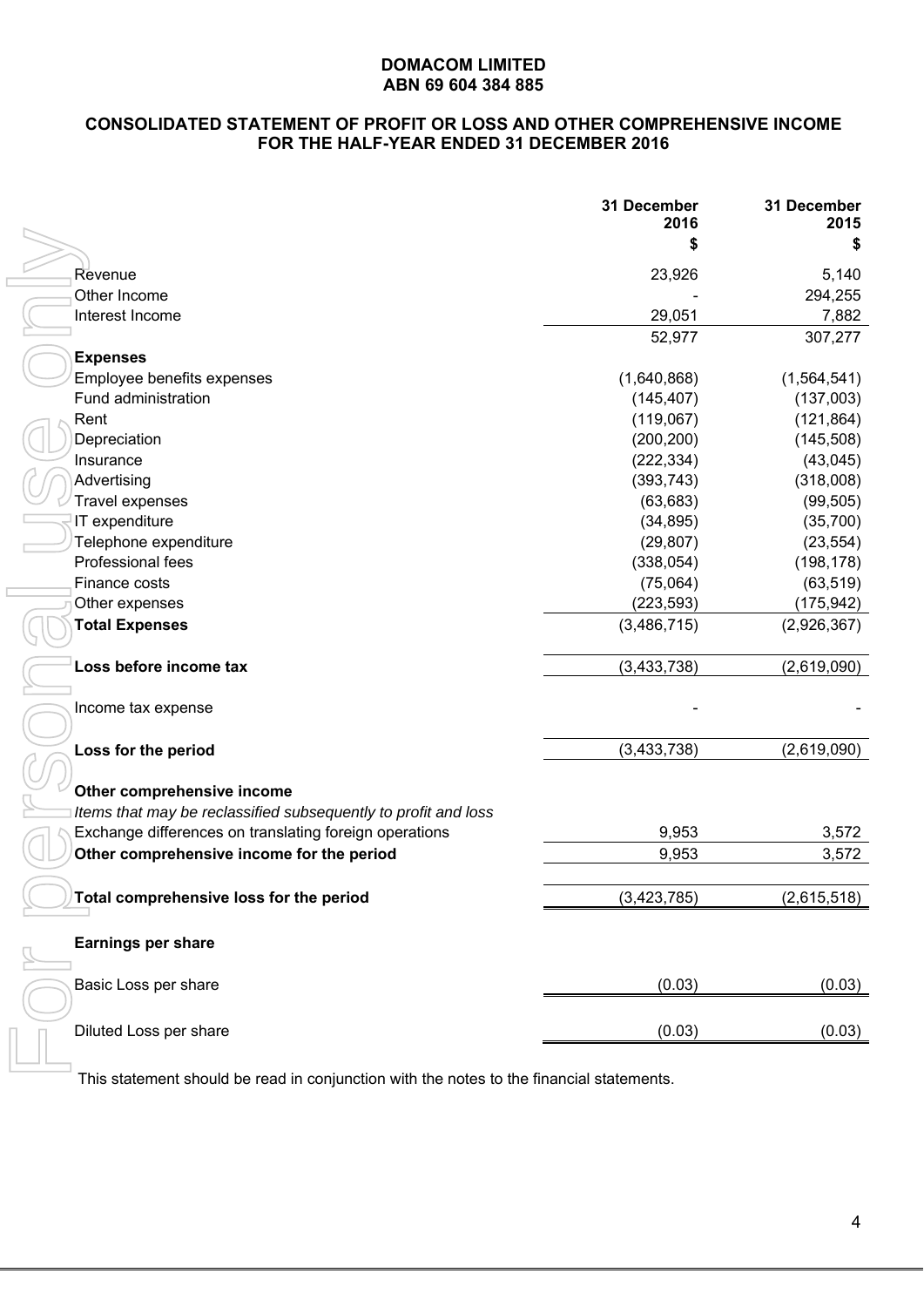**DOMACOM LIMITED**
**ABN 69 604 384 885**

## CONSOLIDATED STATEMENT OF PROFIT OR LOSS AND OTHER COMPREHENSIVE INCOME FOR THE HALF-YEAR ENDED 31 DECEMBER 2016

| | 31 December 2016 $ | 31 December 2015 $ |
|---|---|---|
| Revenue | 23,926 | 5,140 |
| Other Income | - | 294,255 |
| Interest Income | 29,051 | 7,882 |
| | 52,977 | 307,277 |
| **Expenses** | | |
| Employee benefits expenses | (1,640,868) | (1,564,541) |
| Fund administration | (145,407) | (137,003) |
| Rent | (119,067) | (121,864) |
| Depreciation | (200,200) | (145,508) |
| Insurance | (222,334) | (43,045) |
| Advertising | (393,743) | (318,008) |
| Travel expenses | (63,683) | (99,505) |
| IT expenditure | (34,895) | (35,700) |
| Telephone expenditure | (29,807) | (23,554) |
| Professional fees | (338,054) | (198,178) |
| Finance costs | (75,064) | (63,519) |
| Other expenses | (223,593) | (175,942) |
| **Total Expenses** | (3,486,715) | (2,926,367) |
| **Loss before income tax** | (3,433,738) | (2,619,090) |
| Income tax expense | - | - |
| **Loss for the period** | (3,433,738) | (2,619,090) |
| **Other comprehensive income** | | |
| *Items that may be reclassified subsequently to profit and loss* | | |
| Exchange differences on translating foreign operations | 9,953 | 3,572 |
| **Other comprehensive income for the period** | 9,953 | 3,572 |
| **Total comprehensive loss for the period** | (3,423,785) | (2,615,518) |
| **Earnings per share** | | |
| Basic Loss per share | (0.03) | (0.03) |
| Diluted Loss per share | (0.03) | (0.03) |

This statement should be read in conjunction with the notes to the financial statements.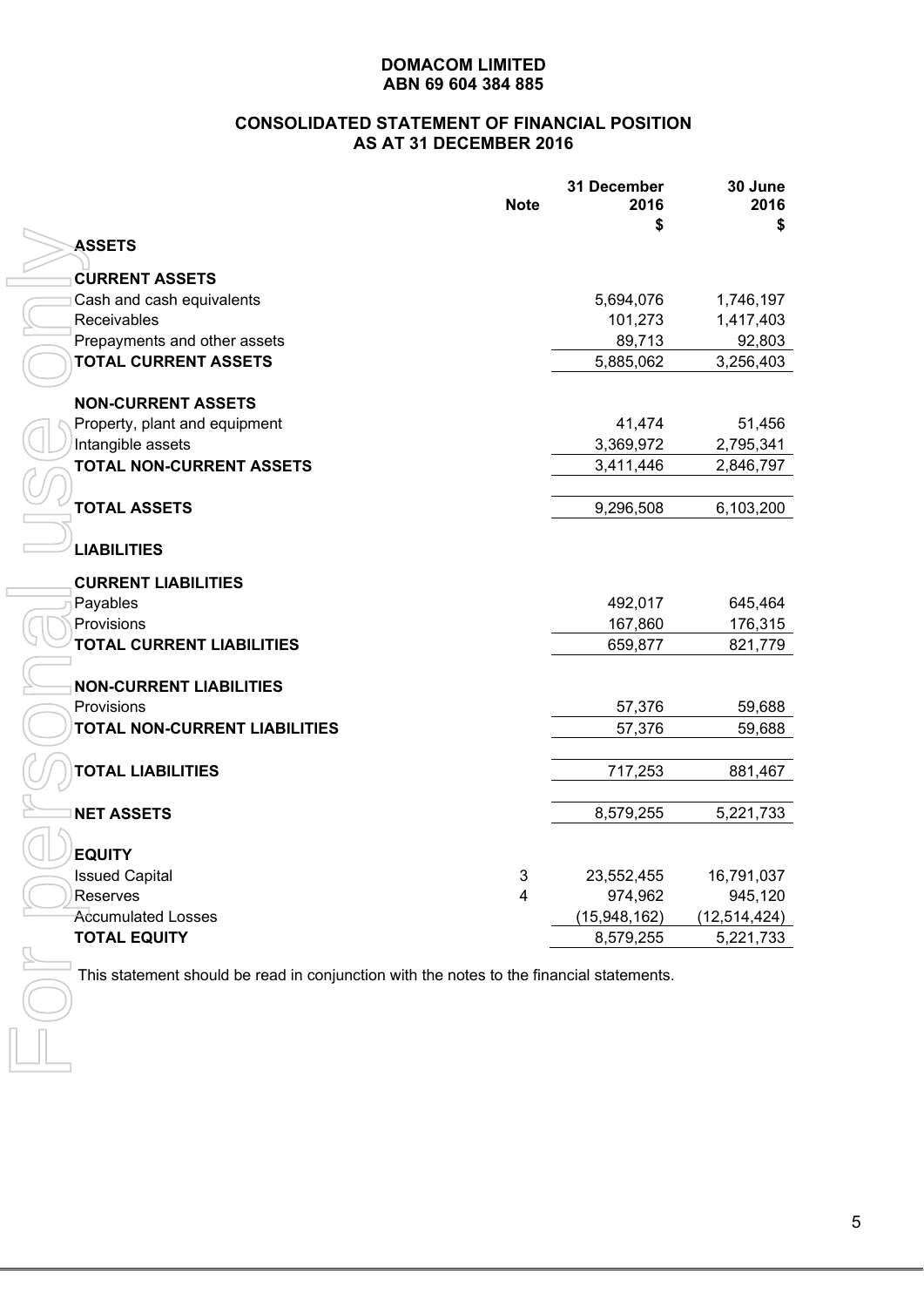# DOMACOM LIMITED
## ABN 69 604 384 885

## CONSOLIDATED STATEMENT OF FINANCIAL POSITION AS AT 31 DECEMBER 2016

| | Note | 31 December 2016 $ | 30 June 2016 $ |
|---|---|---|---|
| **ASSETS** | | | |
| **CURRENT ASSETS** | | | |
| Cash and cash equivalents | | 5,694,076 | 1,746,197 |
| Receivables | | 101,273 | 1,417,403 |
| Prepayments and other assets | | 89,713 | 92,803 |
| **TOTAL CURRENT ASSETS** | | 5,885,062 | 3,256,403 |
| **NON-CURRENT ASSETS** | | | |
| Property, plant and equipment | | 41,474 | 51,456 |
| Intangible assets | | 3,369,972 | 2,795,341 |
| **TOTAL NON-CURRENT ASSETS** | | 3,411,446 | 2,846,797 |
| **TOTAL ASSETS** | | 9,296,508 | 6,103,200 |
| **LIABILITIES** | | | |
| **CURRENT LIABILITIES** | | | |
| Payables | | 492,017 | 645,464 |
| Provisions | | 167,860 | 176,315 |
| **TOTAL CURRENT LIABILITIES** | | 659,877 | 821,779 |
| **NON-CURRENT LIABILITIES** | | | |
| Provisions | | 57,376 | 59,688 |
| **TOTAL NON-CURRENT LIABILITIES** | | 57,376 | 59,688 |
| **TOTAL LIABILITIES** | | 717,253 | 881,467 |
| **NET ASSETS** | | 8,579,255 | 5,221,733 |
| **EQUITY** | | | |
| Issued Capital | 3 | 23,552,455 | 16,791,037 |
| Reserves | 4 | 974,962 | 945,120 |
| Accumulated Losses | | (15,948,162) | (12,514,424) |
| **TOTAL EQUITY** | | 8,579,255 | 5,221,733 |

This statement should be read in conjunction with the notes to the financial statements.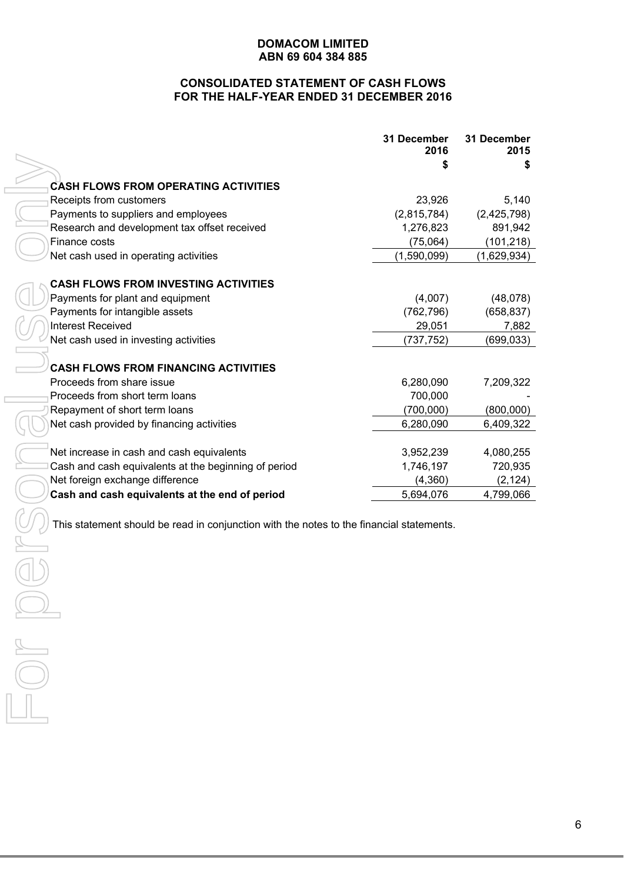**DOMACOM LIMITED**
**ABN 69 604 384 885**

## CONSOLIDATED STATEMENT OF CASH FLOWS FOR THE HALF-YEAR ENDED 31 DECEMBER 2016

| | 31 December 2016 $ | 31 December 2015 $ |
|---|---|---|
| **CASH FLOWS FROM OPERATING ACTIVITIES** | | |
| Receipts from customers | 23,926 | 5,140 |
| Payments to suppliers and employees | (2,815,784) | (2,425,798) |
| Research and development tax offset received | 1,276,823 | 891,942 |
| Finance costs | (75,064) | (101,218) |
| Net cash used in operating activities | (1,590,099) | (1,629,934) |
| **CASH FLOWS FROM INVESTING ACTIVITIES** | | |
| Payments for plant and equipment | (4,007) | (48,078) |
| Payments for intangible assets | (762,796) | (658,837) |
| Interest Received | 29,051 | 7,882 |
| Net cash used in investing activities | (737,752) | (699,033) |
| **CASH FLOWS FROM FINANCING ACTIVITIES** | | |
| Proceeds from share issue | 6,280,090 | 7,209,322 |
| Proceeds from short term loans | 700,000 | - |
| Repayment of short term loans | (700,000) | (800,000) |
| Net cash provided by financing activities | 6,280,090 | 6,409,322 |
| Net increase in cash and cash equivalents | 3,952,239 | 4,080,255 |
| Cash and cash equivalents at the beginning of period | 1,746,197 | 720,935 |
| Net foreign exchange difference | (4,360) | (2,124) |
| **Cash and cash equivalents at the end of period** | 5,694,076 | 4,799,066 |

This statement should be read in conjunction with the notes to the financial statements.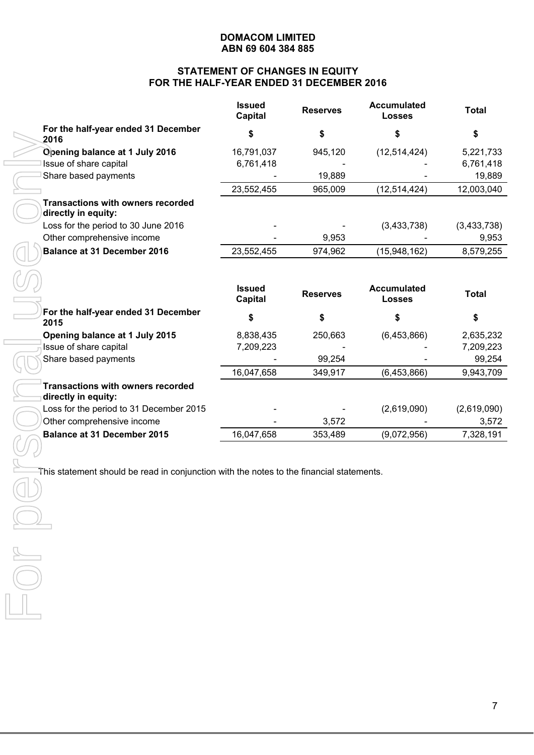**DOMACOM LIMITED**
**ABN 69 604 384 885**

## STATEMENT OF CHANGES IN EQUITY FOR THE HALF-YEAR ENDED 31 DECEMBER 2016

| | Issued Capital | Reserves | Accumulated Losses | Total |
|---|---|---|---|---|
| **For the half-year ended 31 December 2016** | **$** | **$** | **$** | **$** |
| **Opening balance at 1 July 2016** | 16,791,037 | 945,120 | (12,514,424) | 5,221,733 |
| Issue of share capital | 6,761,418 | - | - | 6,761,418 |
| Share based payments | - | 19,889 | - | 19,889 |
| | 23,552,455 | 965,009 | (12,514,424) | 12,003,040 |
| **Transactions with owners recorded directly in equity:** | | | | |
| Loss for the period to 30 June 2016 | - | - | (3,433,738) | (3,433,738) |
| Other comprehensive income | - | 9,953 | - | 9,953 |
| **Balance at 31 December 2016** | 23,552,455 | 974,962 | (15,948,162) | 8,579,255 |

| | Issued Capital | Reserves | Accumulated Losses | Total |
|---|---|---|---|---|
| **For the half-year ended 31 December 2015** | **$** | **$** | **$** | **$** |
| **Opening balance at 1 July 2015** | 8,838,435 | 250,663 | (6,453,866) | 2,635,232 |
| Issue of share capital | 7,209,223 | - | - | 7,209,223 |
| Share based payments | - | 99,254 | - | 99,254 |
| | 16,047,658 | 349,917 | (6,453,866) | 9,943,709 |
| **Transactions with owners recorded directly in equity:** | | | | |
| Loss for the period to 31 December 2015 | - | - | (2,619,090) | (2,619,090) |
| Other comprehensive income | - | 3,572 | - | 3,572 |
| **Balance at 31 December 2015** | 16,047,658 | 353,489 | (9,072,956) | 7,328,191 |

This statement should be read in conjunction with the notes to the financial statements.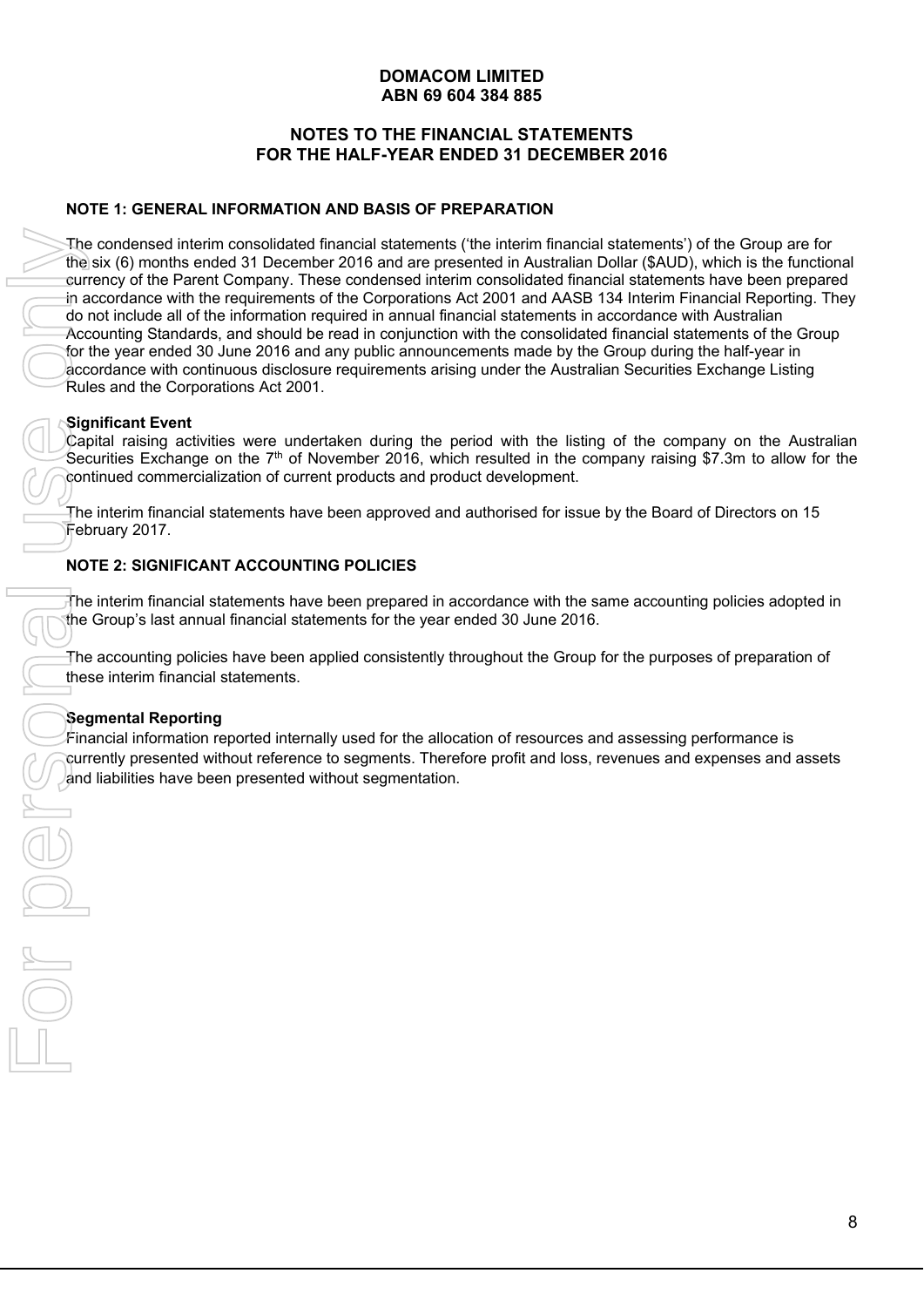**DOMACOM LIMITED**
**ABN 69 604 384 885**

# NOTES TO THE FINANCIAL STATEMENTS FOR THE HALF-YEAR ENDED 31 DECEMBER 2016

## NOTE 1: GENERAL INFORMATION AND BASIS OF PREPARATION

The condensed interim consolidated financial statements ('the interim financial statements') of the Group are for the six (6) months ended 31 December 2016 and are presented in Australian Dollar ($AUD), which is the functional currency of the Parent Company. These condensed interim consolidated financial statements have been prepared in accordance with the requirements of the Corporations Act 2001 and AASB 134 Interim Financial Reporting. They do not include all of the information required in annual financial statements in accordance with Australian Accounting Standards, and should be read in conjunction with the consolidated financial statements of the Group for the year ended 30 June 2016 and any public announcements made by the Group during the half-year in accordance with continuous disclosure requirements arising under the Australian Securities Exchange Listing Rules and the Corporations Act 2001.

**Significant Event**

Capital raising activities were undertaken during the period with the listing of the company on the Australian Securities Exchange on the 7th of November 2016, which resulted in the company raising $7.3m to allow for the continued commercialization of current products and product development.

The interim financial statements have been approved and authorised for issue by the Board of Directors on 15 February 2017.

## NOTE 2: SIGNIFICANT ACCOUNTING POLICIES

The interim financial statements have been prepared in accordance with the same accounting policies adopted in the Group's last annual financial statements for the year ended 30 June 2016.

The accounting policies have been applied consistently throughout the Group for the purposes of preparation of these interim financial statements.

**Segmental Reporting**

Financial information reported internally used for the allocation of resources and assessing performance is currently presented without reference to segments. Therefore profit and loss, revenues and expenses and assets and liabilities have been presented without segmentation.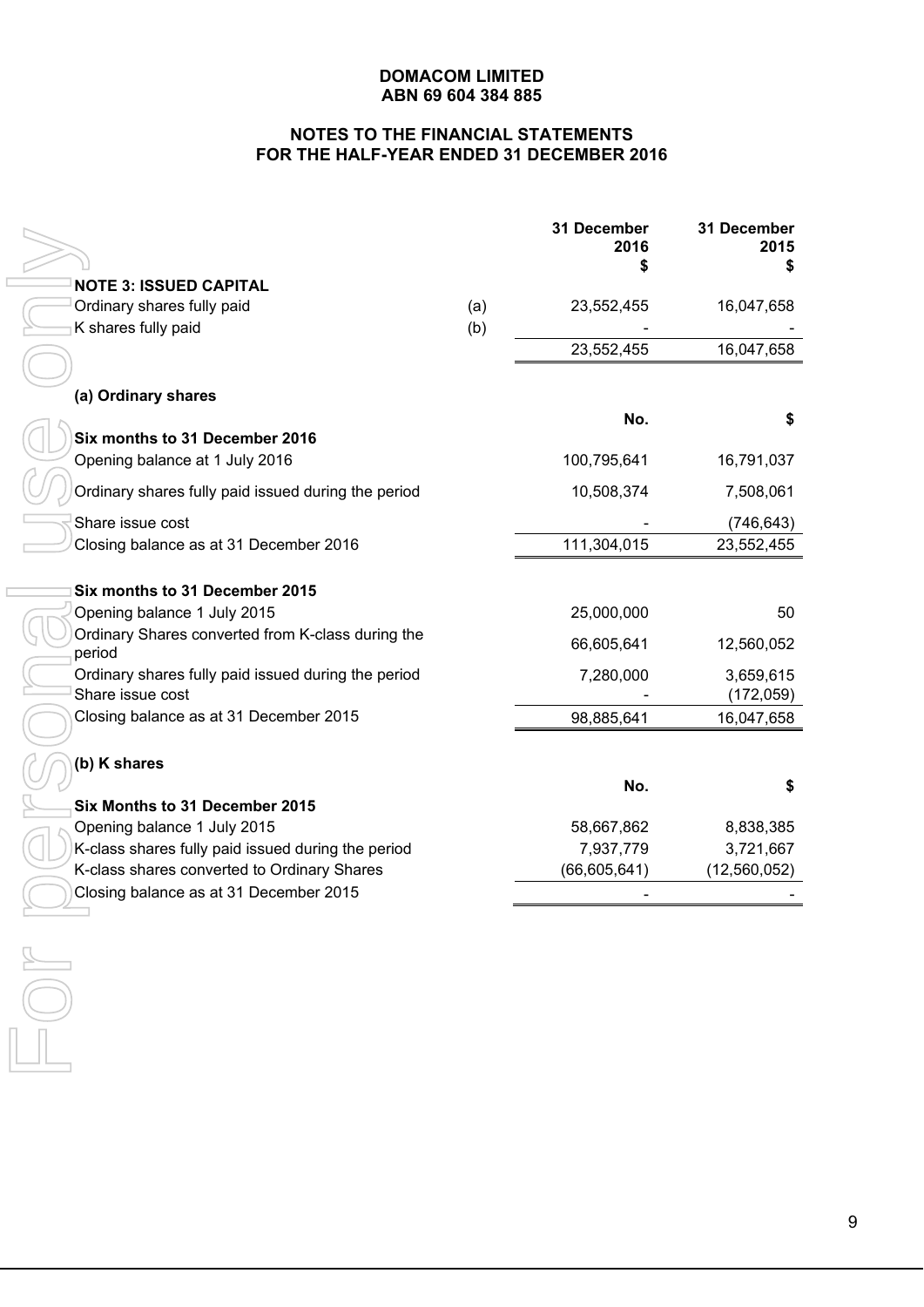**DOMACOM LIMITED**
**ABN 69 604 384 885**

**NOTES TO THE FINANCIAL STATEMENTS**
**FOR THE HALF-YEAR ENDED 31 DECEMBER 2016**

| | | 31 December 2016 $ | 31 December 2015 $ |
|---|---|---|---|
| **NOTE 3: ISSUED CAPITAL** | | | |
| Ordinary shares fully paid | (a) | 23,552,455 | 16,047,658 |
| K shares fully paid | (b) | - | - |
| | | 23,552,455 | 16,047,658 |

**(a) Ordinary shares**

| | No. | $ |
|---|---|---|
| **Six months to 31 December 2016** | | |
| Opening balance at 1 July 2016 | 100,795,641 | 16,791,037 |
| Ordinary shares fully paid issued during the period | 10,508,374 | 7,508,061 |
| Share issue cost | - | (746,643) |
| Closing balance as at 31 December 2016 | 111,304,015 | 23,552,455 |
| | | |
| **Six months to 31 December 2015** | | |
| Opening balance 1 July 2015 | 25,000,000 | 50 |
| Ordinary Shares converted from K-class during the period | 66,605,641 | 12,560,052 |
| Ordinary shares fully paid issued during the period | 7,280,000 | 3,659,615 |
| Share issue cost | - | (172,059) |
| Closing balance as at 31 December 2015 | 98,885,641 | 16,047,658 |

**(b) K shares**

| | No. | $ |
|---|---|---|
| **Six Months to 31 December 2015** | | |
| Opening balance 1 July 2015 | 58,667,862 | 8,838,385 |
| K-class shares fully paid issued during the period | 7,937,779 | 3,721,667 |
| K-class shares converted to Ordinary Shares | (66,605,641) | (12,560,052) |
| Closing balance as at 31 December 2015 | - | - |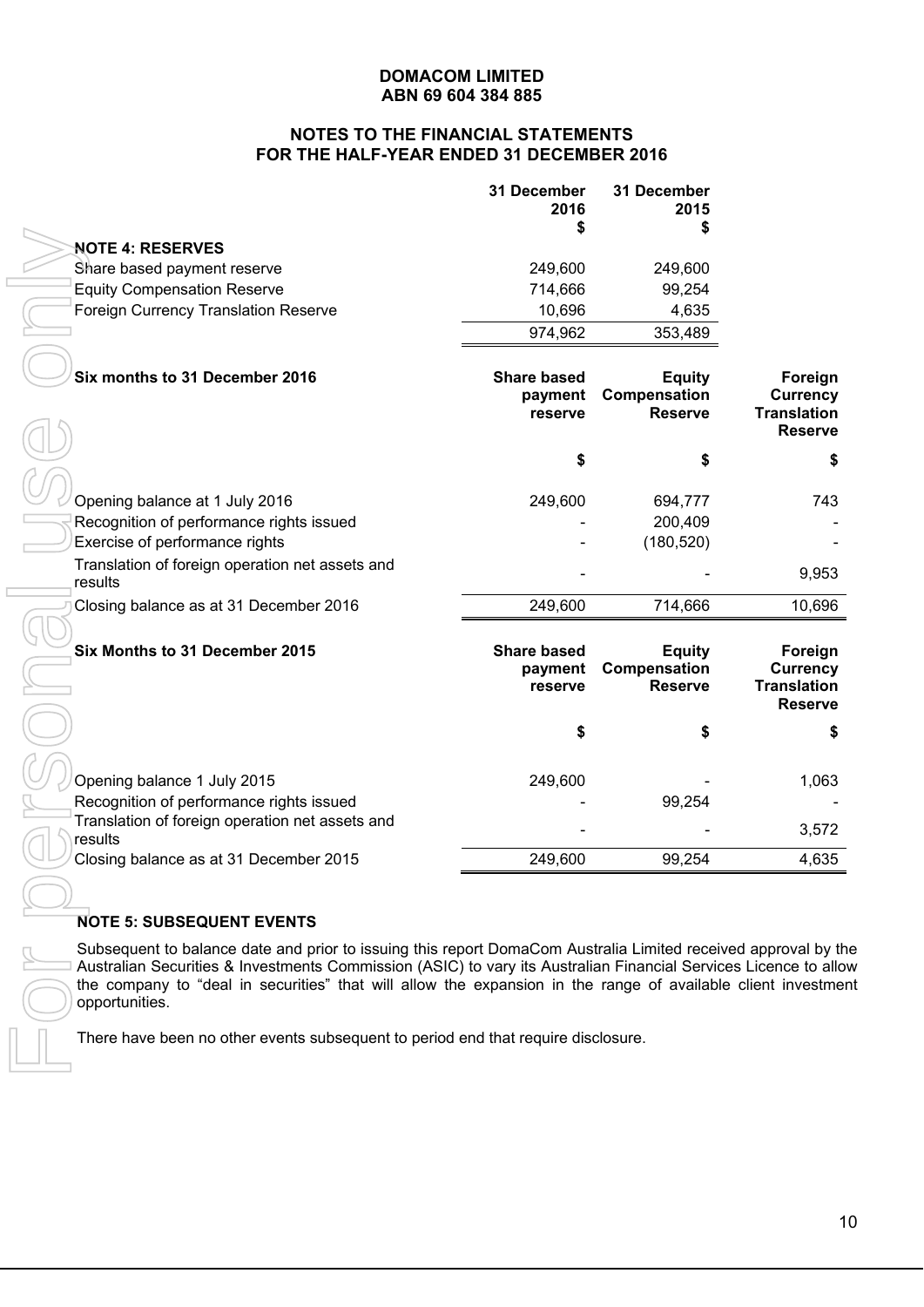**DOMACOM LIMITED**
**ABN 69 604 384 885**

**NOTES TO THE FINANCIAL STATEMENTS**
**FOR THE HALF-YEAR ENDED 31 DECEMBER 2016**

| | 31 December 2016 $ | 31 December 2015 $ |
|---|---|---|
| **NOTE 4: RESERVES** | | |
| Share based payment reserve | 249,600 | 249,600 |
| Equity Compensation Reserve | 714,666 | 99,254 |
| Foreign Currency Translation Reserve | 10,696 | 4,635 |
| | 974,962 | 353,489 |

| **Six months to 31 December 2016** | **Share based payment reserve** | **Equity Compensation Reserve** | **Foreign Currency Translation Reserve** |
|---|---|---|---|
| | **$** | **$** | **$** |
| Opening balance at 1 July 2016 | 249,600 | 694,777 | 743 |
| Recognition of performance rights issued | - | 200,409 | - |
| Exercise of performance rights | - | (180,520) | - |
| Translation of foreign operation net assets and results | - | - | 9,953 |
| Closing balance as at 31 December 2016 | 249,600 | 714,666 | 10,696 |

| **Six Months to 31 December 2015** | **Share based payment reserve** | **Equity Compensation Reserve** | **Foreign Currency Translation Reserve** |
|---|---|---|---|
| | **$** | **$** | **$** |
| Opening balance 1 July 2015 | 249,600 | - | 1,063 |
| Recognition of performance rights issued | - | 99,254 | - |
| Translation of foreign operation net assets and results | - | - | 3,572 |
| Closing balance as at 31 December 2015 | 249,600 | 99,254 | 4,635 |

**NOTE 5: SUBSEQUENT EVENTS**

Subsequent to balance date and prior to issuing this report DomaCom Australia Limited received approval by the Australian Securities & Investments Commission (ASIC) to vary its Australian Financial Services Licence to allow the company to "deal in securities" that will allow the expansion in the range of available client investment opportunities.

There have been no other events subsequent to period end that require disclosure.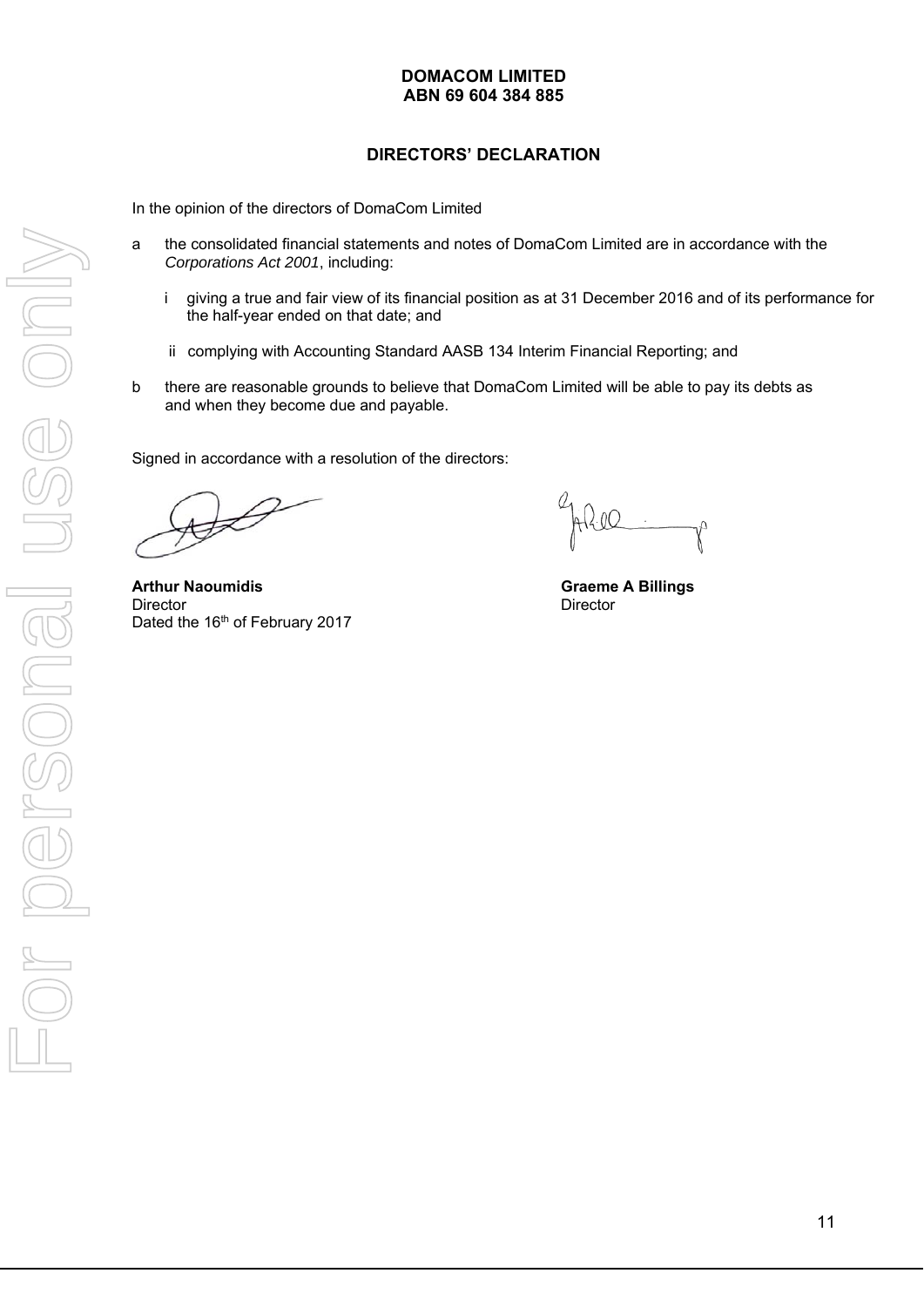**DOMACOM LIMITED**
**ABN 69 604 384 885**

## DIRECTORS' DECLARATION

In the opinion of the directors of DomaCom Limited

a the consolidated financial statements and notes of DomaCom Limited are in accordance with the *Corporations Act 2001*, including:

  i giving a true and fair view of its financial position as at 31 December 2016 and of its performance for the half-year ended on that date; and

  ii complying with Accounting Standard AASB 134 Interim Financial Reporting; and

b there are reasonable grounds to believe that DomaCom Limited will be able to pay its debts as and when they become due and payable.

Signed in accordance with a resolution of the directors:

**Arthur Naoumidis**
Director
Dated the 16th of February 2017

**Graeme A Billings**
Director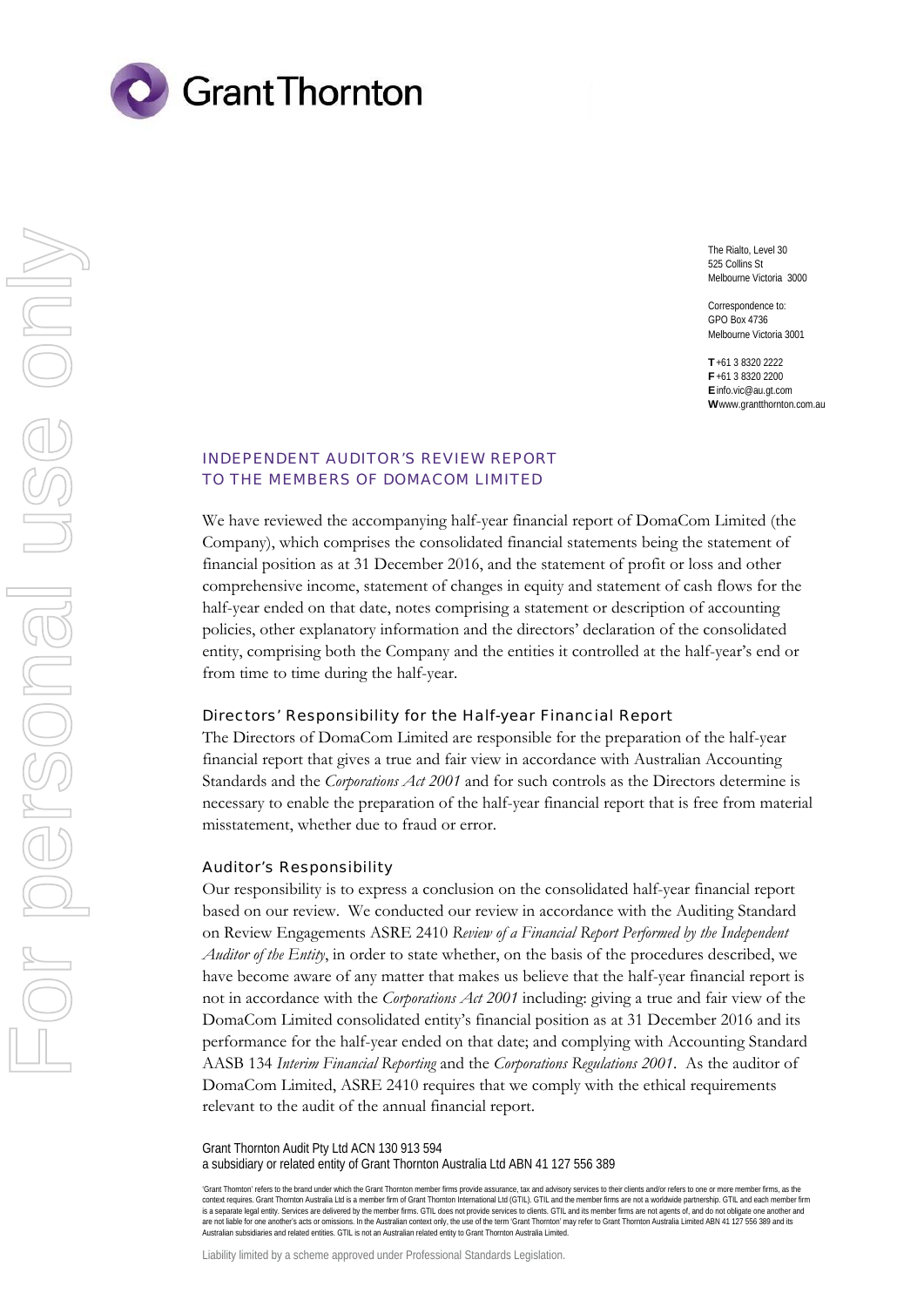Grant Thornton

The Rialto, Level 30
525 Collins St
Melbourne Victoria 3000

Correspondence to:
GPO Box 4736
Melbourne Victoria 3001

**T** +61 3 8320 2222
**F** +61 3 8320 2200
**E** info.vic@au.gt.com
**W** www.grantthornton.com.au

# INDEPENDENT AUDITOR'S REVIEW REPORT TO THE MEMBERS OF DOMACOM LIMITED

We have reviewed the accompanying half-year financial report of DomaCom Limited (the Company), which comprises the consolidated financial statements being the statement of financial position as at 31 December 2016, and the statement of profit or loss and other comprehensive income, statement of changes in equity and statement of cash flows for the half-year ended on that date, notes comprising a statement or description of accounting policies, other explanatory information and the directors' declaration of the consolidated entity, comprising both the Company and the entities it controlled at the half-year's end or from time to time during the half-year.

## Directors' Responsibility for the Half-year Financial Report

The Directors of DomaCom Limited are responsible for the preparation of the half-year financial report that gives a true and fair view in accordance with Australian Accounting Standards and the *Corporations Act 2001* and for such controls as the Directors determine is necessary to enable the preparation of the half-year financial report that is free from material misstatement, whether due to fraud or error.

## Auditor's Responsibility

Our responsibility is to express a conclusion on the consolidated half-year financial report based on our review. We conducted our review in accordance with the Auditing Standard on Review Engagements ASRE 2410 *Review of a Financial Report Performed by the Independent Auditor of the Entity*, in order to state whether, on the basis of the procedures described, we have become aware of any matter that makes us believe that the half-year financial report is not in accordance with the *Corporations Act 2001* including: giving a true and fair view of the DomaCom Limited consolidated entity's financial position as at 31 December 2016 and its performance for the half-year ended on that date; and complying with Accounting Standard AASB 134 *Interim Financial Reporting* and the *Corporations Regulations 2001*. As the auditor of DomaCom Limited, ASRE 2410 requires that we comply with the ethical requirements relevant to the audit of the annual financial report.

Grant Thornton Audit Pty Ltd ACN 130 913 594
a subsidiary or related entity of Grant Thornton Australia Ltd ABN 41 127 556 389

'Grant Thornton' refers to the brand under which the Grant Thornton member firms provide assurance, tax and advisory services to their clients and/or refers to one or more member firms, as the context requires. Grant Thornton Australia Ltd is a member firm of Grant Thornton International Ltd (GTIL). GTIL and the member firms are not a worldwide partnership. GTIL and each member firm is a separate legal entity. Services are delivered by the member firms. GTIL does not provide services to clients. GTIL and its member firms are not agents of, and do not obligate one another and are not liable for one another's acts or omissions. In the Australian context only, the use of the term 'Grant Thornton' may refer to Grant Thornton Australia Limited ABN 41 127 556 389 and its Australian subsidiaries and related entities. GTIL is not an Australian related entity to Grant Thornton Australia Limited.

Liability limited by a scheme approved under Professional Standards Legislation.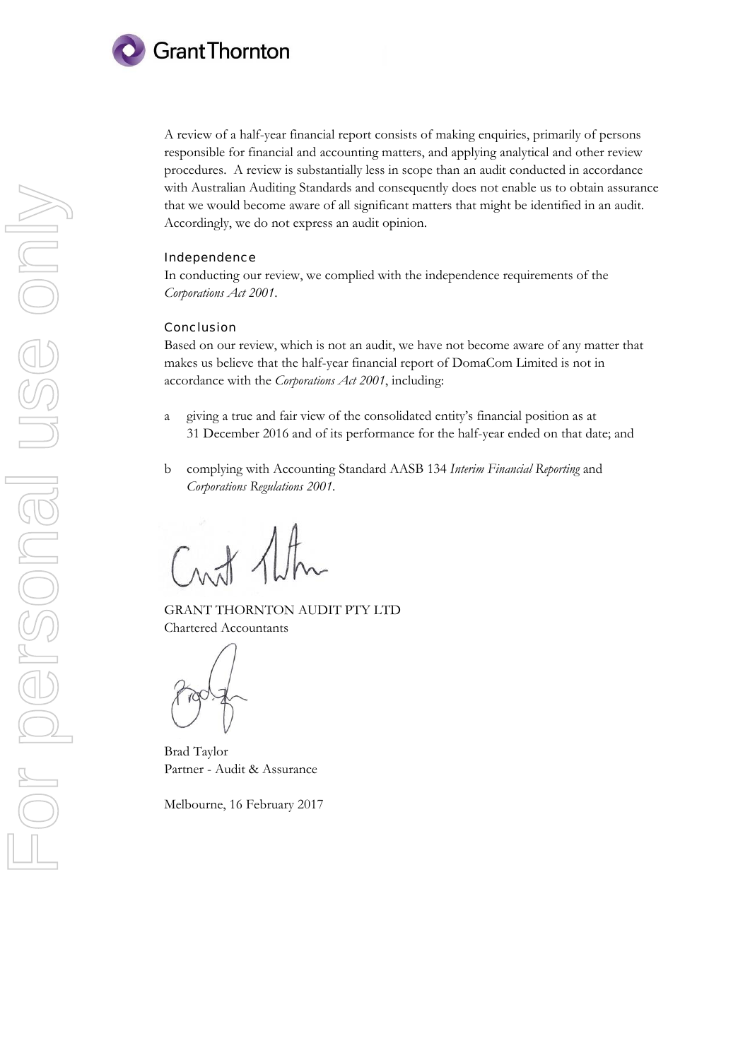A review of a half-year financial report consists of making enquiries, primarily of persons responsible for financial and accounting matters, and applying analytical and other review procedures. A review is substantially less in scope than an audit conducted in accordance with Australian Auditing Standards and consequently does not enable us to obtain assurance that we would become aware of all significant matters that might be identified in an audit. Accordingly, we do not express an audit opinion.

### Independence

In conducting our review, we complied with the independence requirements of the *Corporations Act 2001*.

### Conclusion

Based on our review, which is not an audit, we have not become aware of any matter that makes us believe that the half-year financial report of DomaCom Limited is not in accordance with the *Corporations Act 2001*, including:

a giving a true and fair view of the consolidated entity's financial position as at 31 December 2016 and of its performance for the half-year ended on that date; and

b complying with Accounting Standard AASB 134 *Interim Financial Reporting* and *Corporations Regulations 2001*.

GRANT THORNTON AUDIT PTY LTD
Chartered Accountants

Brad Taylor
Partner - Audit & Assurance

Melbourne, 16 February 2017